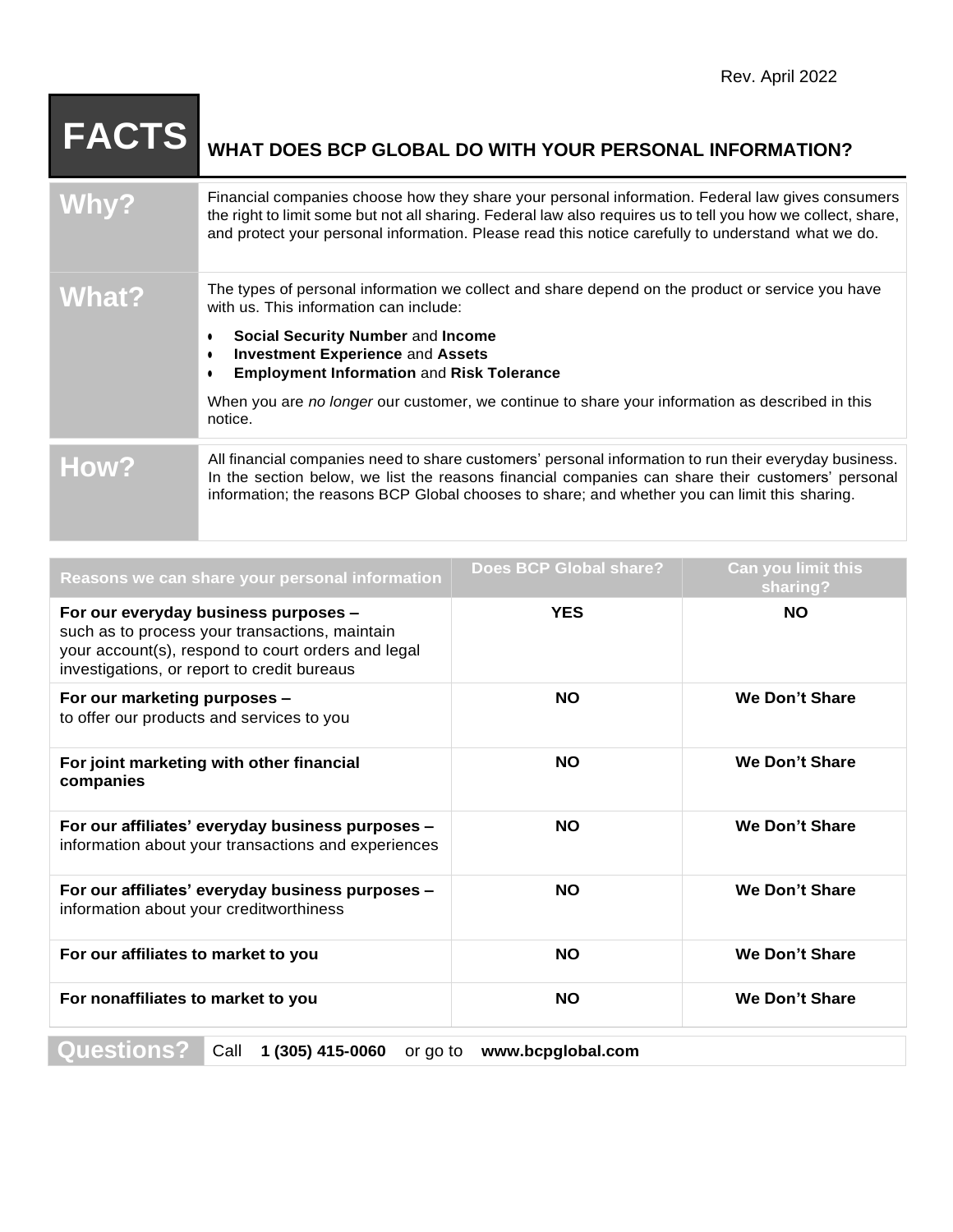Rev. April 2022

# FACTS — WHAT DOES BCP GLOBAL DO WITH YOUR PERSONAL INFORMATION?

## Why?

Financial companies choose how they share your personal information. Federal law gives consumers the right to limit some but not all sharing. Federal law also requires us to tell you how we collect, share, and protect your personal information. Please read this notice carefully to understand what we do.

## What?

The types of personal information we collect and share depend on the product or service you have with us. This information can include:

- **Social Security Number** and **Income**
- **Investment Experience** and **Assets**
- **Employment Information** and **Risk Tolerance**

When you are *no longer* our customer, we continue to share your information as described in this notice.

## How?

All financial companies need to share customers' personal information to run their everyday business. In the section below, we list the reasons financial companies can share their customers' personal information; the reasons BCP Global chooses to share; and whether you can limit this sharing.

| Reasons we can share your personal information | Does BCP Global share? | Can you limit this sharing? |
| --- | --- | --- |
| **For our everyday business purposes –** such as to process your transactions, maintain your account(s), respond to court orders and legal investigations, or report to credit bureaus | **YES** | **NO** |
| **For our marketing purposes –** to offer our products and services to you | **NO** | **We Don't Share** |
| **For joint marketing with other financial companies** | **NO** | **We Don't Share** |
| **For our affiliates' everyday business purposes –** information about your transactions and experiences | **NO** | **We Don't Share** |
| **For our affiliates' everyday business purposes –** information about your creditworthiness | **NO** | **We Don't Share** |
| **For our affiliates to market to you** | **NO** | **We Don't Share** |
| **For nonaffiliates to market to you** | **NO** | **We Don't Share** |

## Questions?

Call **1 (305) 415-0060** or go to **www.bcpglobal.com**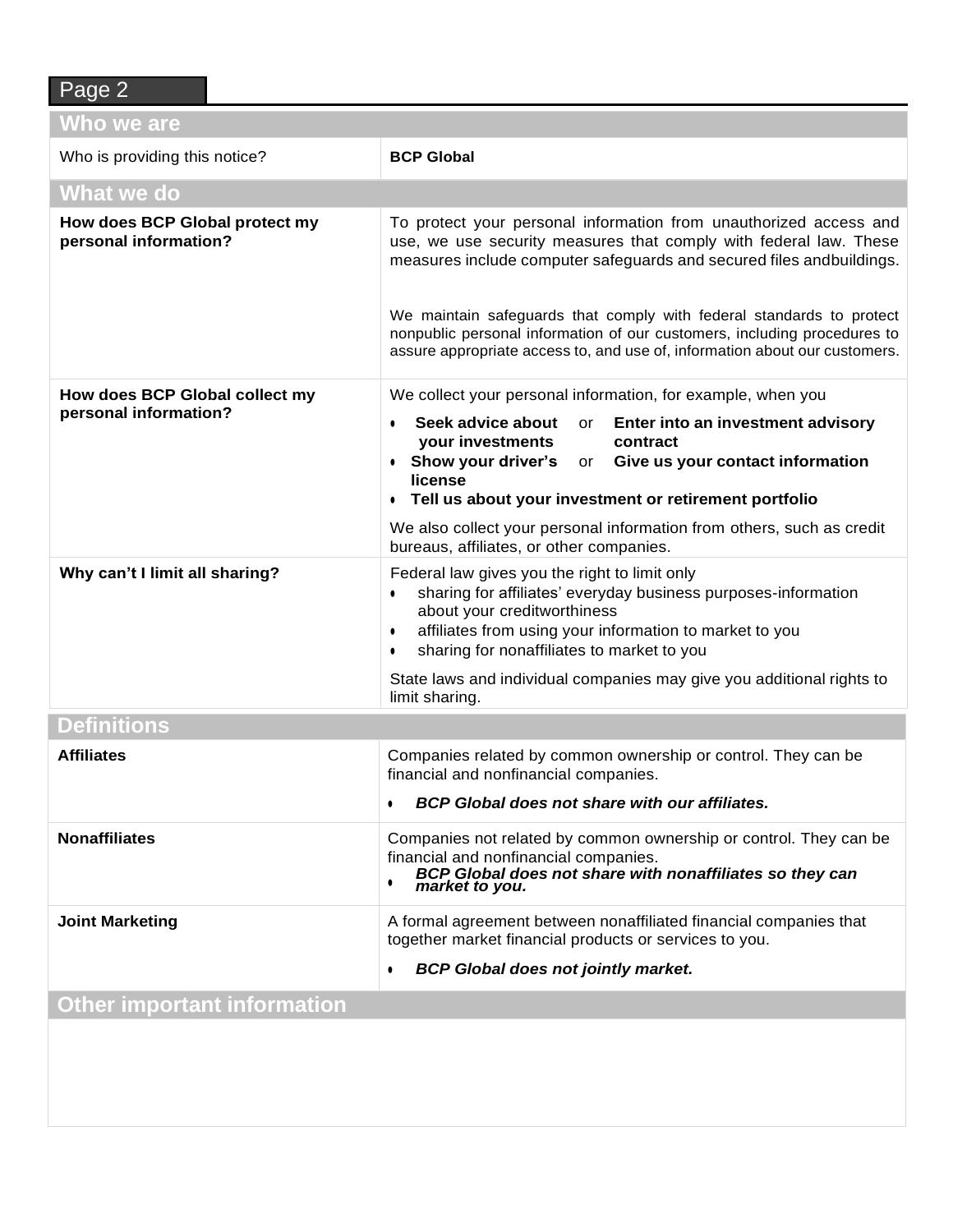| Page 2 | |
|---|---|
| **Who we are** | |
| Who is providing this notice? | **BCP Global** |
| **What we do** | |
| **How does BCP Global protect my personal information?** | To protect your personal information from unauthorized access and use, we use security measures that comply with federal law. These measures include computer safeguards and secured files andbuildings.<br><br>We maintain safeguards that comply with federal standards to protect nonpublic personal information of our customers, including procedures to assure appropriate access to, and use of, information about our customers. |
| **How does BCP Global collect my personal information?** | We collect your personal information, for example, when you<br>• **Seek advice about your investments** or **Enter into an investment advisory contract**<br>• **Show your driver's license** or **Give us your contact information**<br>• **Tell us about your investment or retirement portfolio**<br><br>We also collect your personal information from others, such as credit bureaus, affiliates, or other companies. |
| **Why can't I limit all sharing?** | Federal law gives you the right to limit only<br>• sharing for affiliates' everyday business purposes-information about your creditworthiness<br>• affiliates from using your information to market to you<br>• sharing for nonaffiliates to market to you<br><br>State laws and individual companies may give you additional rights to limit sharing. |
| **Definitions** | |
| **Affiliates** | Companies related by common ownership or control. They can be financial and nonfinancial companies.<br>• ***BCP Global does not share with our affiliates.*** |
| **Nonaffiliates** | Companies not related by common ownership or control. They can be financial and nonfinancial companies.<br>• ***BCP Global does not share with nonaffiliates so they can market to you.*** |
| **Joint Marketing** | A formal agreement between nonaffiliated financial companies that together market financial products or services to you.<br>• ***BCP Global does not jointly market.*** |
| **Other important information** | |